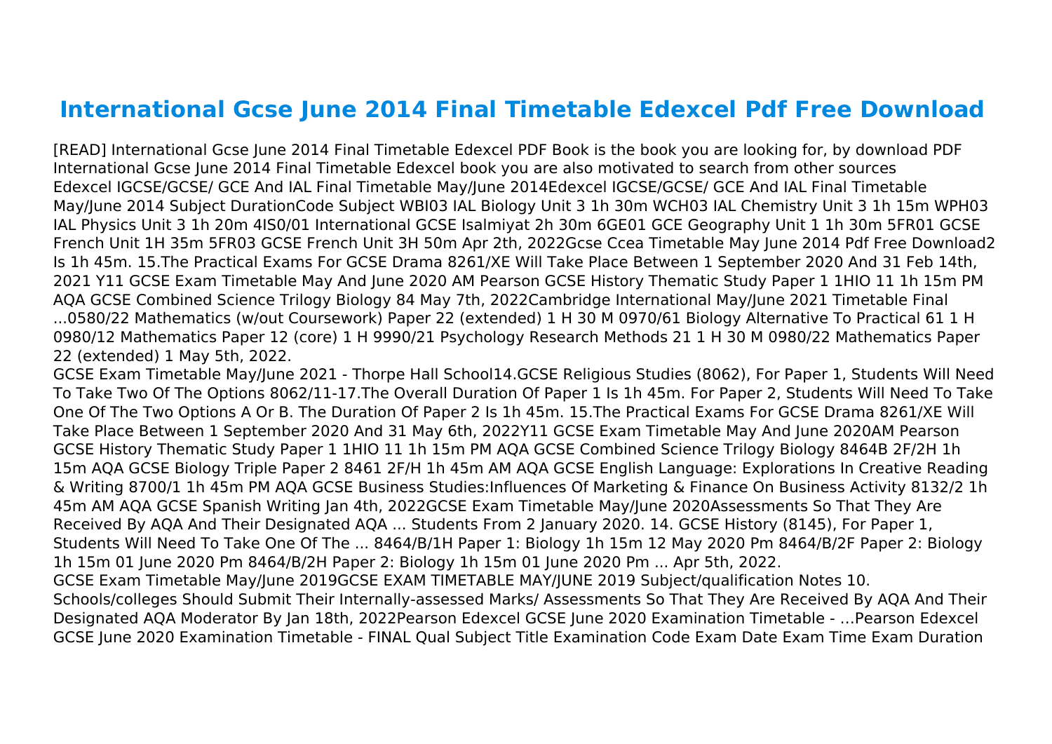# International Gcse June 2014 Final Timetable Edexcel Pdf Free Download

[READ] International Gcse June 2014 Final Timetable Edexcel PDF Book is the book you are looking for, by download PDF International Gcse June 2014 Final Timetable Edexcel book you are also motivated to search from other sources

Edexcel IGCSE/GCSE/ GCE And IAL Final Timetable May/June 2014Edexcel IGCSE/GCSE/ GCE And IAL Final Timetable May/June 2014 Subject DurationCode Subject WBI03 IAL Biology Unit 3 1h 30m WCH03 IAL Chemistry Unit 3 1h 15m WPH03 IAL Physics Unit 3 1h 20m 4IS0/01 International GCSE Isalmiyat 2h 30m 6GE01 GCE Geography Unit 1 1h 30m 5FR01 GCSE French Unit 1H 35m 5FR03 GCSE French Unit 3H 50m Apr 2th, 2022Gcse Ccea Timetable May June 2014 Pdf Free Download2 Is 1h 45m. 15.The Practical Exams For GCSE Drama 8261/XE Will Take Place Between 1 September 2020 And 31 Feb 14th, 2021 Y11 GCSE Exam Timetable May And June 2020 AM Pearson GCSE History Thematic Study Paper 1 1HIO 11 1h 15m PM AQA GCSE Combined Science Trilogy Biology 84 May 7th, 2022Cambridge International May/June 2021 Timetable Final ...0580/22 Mathematics (w/out Coursework) Paper 22 (extended) 1 H 30 M 0970/61 Biology Alternative To Practical 61 1 H 0980/12 Mathematics Paper 12 (core) 1 H 9990/21 Psychology Research Methods 21 1 H 30 M 0980/22 Mathematics Paper 22 (extended) 1 May 5th, 2022.

GCSE Exam Timetable May/June 2021 - Thorpe Hall School14.GCSE Religious Studies (8062), For Paper 1, Students Will Need To Take Two Of The Options 8062/11-17.The Overall Duration Of Paper 1 Is 1h 45m. For Paper 2, Students Will Need To Take One Of The Two Options A Or B. The Duration Of Paper 2 Is 1h 45m. 15.The Practical Exams For GCSE Drama 8261/XE Will Take Place Between 1 September 2020 And 31 May 6th, 2022Y11 GCSE Exam Timetable May And June 2020AM Pearson GCSE History Thematic Study Paper 1 1HIO 11 1h 15m PM AQA GCSE Combined Science Trilogy Biology 8464B 2F/2H 1h 15m AQA GCSE Biology Triple Paper 2 8461 2F/H 1h 45m AM AQA GCSE English Language: Explorations In Creative Reading & Writing 8700/1 1h 45m PM AQA GCSE Business Studies:Influences Of Marketing & Finance On Business Activity 8132/2 1h 45m AM AQA GCSE Spanish Writing Jan 4th, 2022GCSE Exam Timetable May/June 2020Assessments So That They Are Received By AQA And Their Designated AQA ... Students From 2 January 2020. 14. GCSE History (8145), For Paper 1, Students Will Need To Take One Of The ... 8464/B/1H Paper 1: Biology 1h 15m 12 May 2020 Pm 8464/B/2F Paper 2: Biology 1h 15m 01 June 2020 Pm 8464/B/2H Paper 2: Biology 1h 15m 01 June 2020 Pm ... Apr 5th, 2022.

GCSE Exam Timetable May/June 2019GCSE EXAM TIMETABLE MAY/JUNE 2019 Subject/qualification Notes 10. Schools/colleges Should Submit Their Internally-assessed Marks/ Assessments So That They Are Received By AQA And Their Designated AQA Moderator By Jan 18th, 2022Pearson Edexcel GCSE June 2020 Examination Timetable - …Pearson Edexcel GCSE June 2020 Examination Timetable - FINAL Qual Subject Title Examination Code Exam Date Exam Time Exam Duration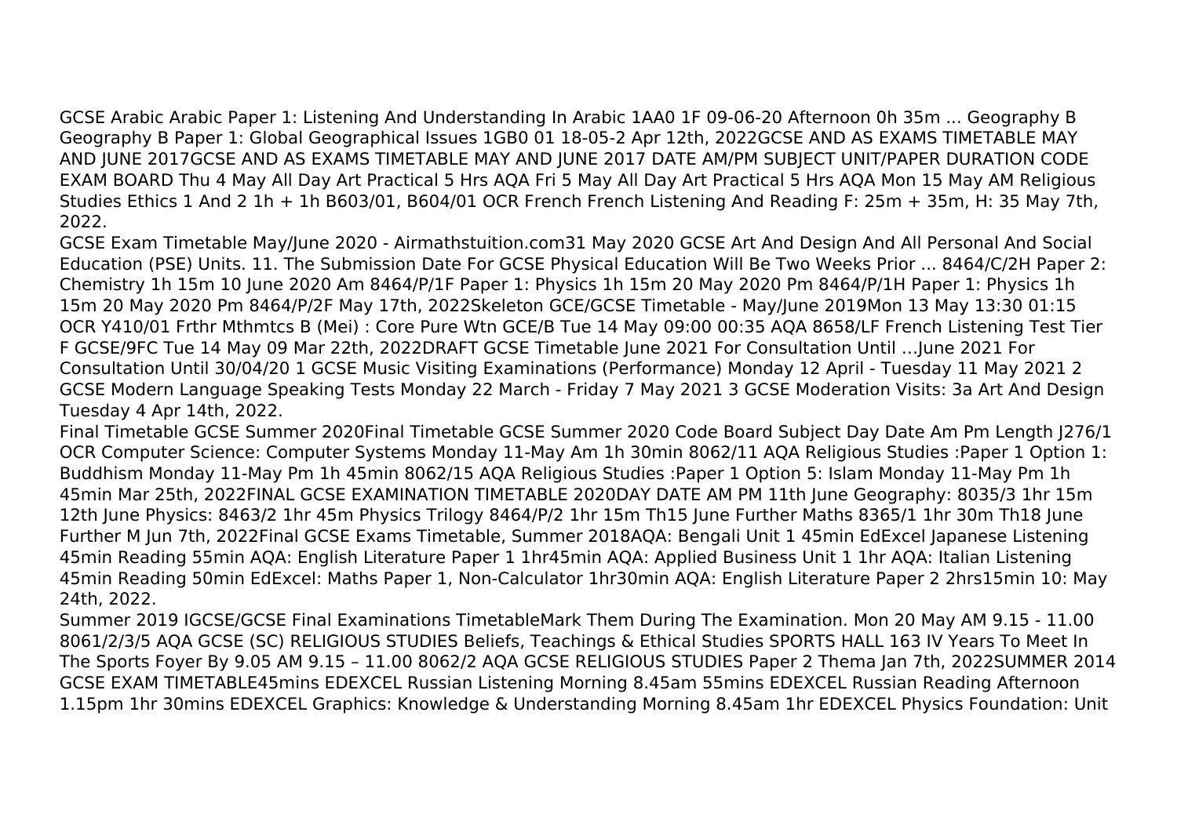GCSE Arabic Arabic Paper 1: Listening And Understanding In Arabic 1AA0 1F 09-06-20 Afternoon 0h 35m ... Geography B Geography B Paper 1: Global Geographical Issues 1GB0 01 18-05-2 Apr 12th, 2022GCSE AND AS EXAMS TIMETABLE MAY AND JUNE 2017GCSE AND AS EXAMS TIMETABLE MAY AND JUNE 2017 DATE AM/PM SUBJECT UNIT/PAPER DURATION CODE EXAM BOARD Thu 4 May All Day Art Practical 5 Hrs AQA Fri 5 May All Day Art Practical 5 Hrs AQA Mon 15 May AM Religious Studies Ethics 1 And 2 1h + 1h B603/01, B604/01 OCR French French Listening And Reading F: 25m + 35m, H: 35 May 7th, 2022.

GCSE Exam Timetable May/June 2020 - Airmathstuition.com31 May 2020 GCSE Art And Design And All Personal And Social Education (PSE) Units. 11. The Submission Date For GCSE Physical Education Will Be Two Weeks Prior ... 8464/C/2H Paper 2: Chemistry 1h 15m 10 June 2020 Am 8464/P/1F Paper 1: Physics 1h 15m 20 May 2020 Pm 8464/P/1H Paper 1: Physics 1h 15m 20 May 2020 Pm 8464/P/2F May 17th, 2022Skeleton GCE/GCSE Timetable - May/June 2019Mon 13 May 13:30 01:15 OCR Y410/01 Frthr Mthmtcs B (Mei) : Core Pure Wtn GCE/B Tue 14 May 09:00 00:35 AQA 8658/LF French Listening Test Tier F GCSE/9FC Tue 14 May 09 Mar 22th, 2022DRAFT GCSE Timetable June 2021 For Consultation Until …June 2021 For Consultation Until 30/04/20 1 GCSE Music Visiting Examinations (Performance) Monday 12 April - Tuesday 11 May 2021 2 GCSE Modern Language Speaking Tests Monday 22 March - Friday 7 May 2021 3 GCSE Moderation Visits: 3a Art And Design Tuesday 4 Apr 14th, 2022.

Final Timetable GCSE Summer 2020Final Timetable GCSE Summer 2020 Code Board Subject Day Date Am Pm Length J276/1 OCR Computer Science: Computer Systems Monday 11-May Am 1h 30min 8062/11 AQA Religious Studies :Paper 1 Option 1: Buddhism Monday 11-May Pm 1h 45min 8062/15 AQA Religious Studies :Paper 1 Option 5: Islam Monday 11-May Pm 1h 45min Mar 25th, 2022FINAL GCSE EXAMINATION TIMETABLE 2020DAY DATE AM PM 11th June Geography: 8035/3 1hr 15m 12th June Physics: 8463/2 1hr 45m Physics Trilogy 8464/P/2 1hr 15m Th15 June Further Maths 8365/1 1hr 30m Th18 June Further M Jun 7th, 2022Final GCSE Exams Timetable, Summer 2018AQA: Bengali Unit 1 45min EdExcel Japanese Listening 45min Reading 55min AQA: English Literature Paper 1 1hr45min AQA: Applied Business Unit 1 1hr AQA: Italian Listening 45min Reading 50min EdExcel: Maths Paper 1, Non-Calculator 1hr30min AQA: English Literature Paper 2 2hrs15min 10: May 24th, 2022.

Summer 2019 IGCSE/GCSE Final Examinations TimetableMark Them During The Examination. Mon 20 May AM 9.15 - 11.00 8061/2/3/5 AQA GCSE (SC) RELIGIOUS STUDIES Beliefs, Teachings & Ethical Studies SPORTS HALL 163 IV Years To Meet In The Sports Foyer By 9.05 AM 9.15 – 11.00 8062/2 AQA GCSE RELIGIOUS STUDIES Paper 2 Thema Jan 7th, 2022SUMMER 2014 GCSE EXAM TIMETABLE45mins EDEXCEL Russian Listening Morning 8.45am 55mins EDEXCEL Russian Reading Afternoon 1.15pm 1hr 30mins EDEXCEL Graphics: Knowledge & Understanding Morning 8.45am 1hr EDEXCEL Physics Foundation: Unit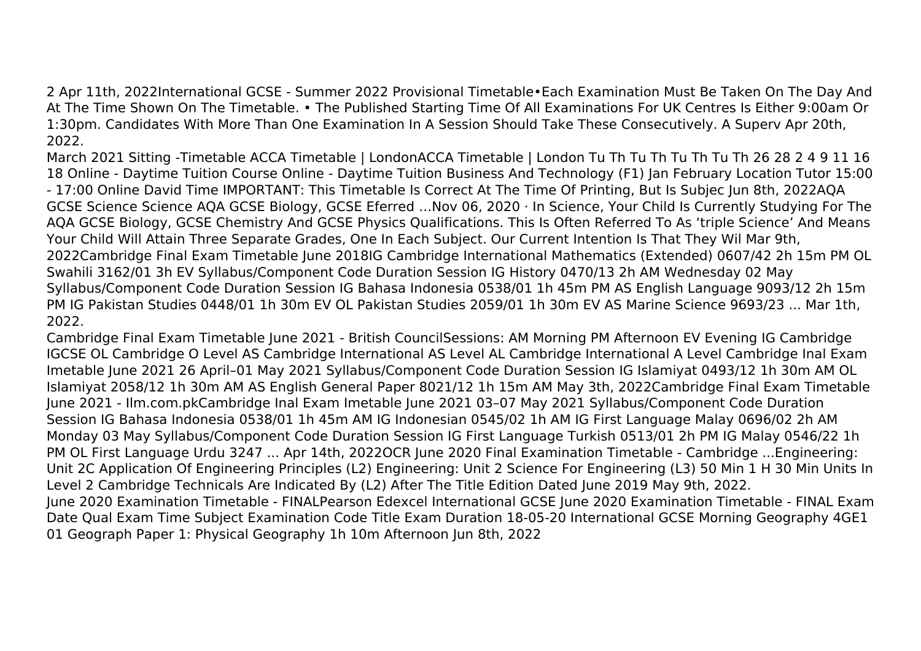2 Apr 11th, 2022International GCSE - Summer 2022 Provisional Timetable•Each Examination Must Be Taken On The Day And At The Time Shown On The Timetable. • The Published Starting Time Of All Examinations For UK Centres Is Either 9:00am Or 1:30pm. Candidates With More Than One Examination In A Session Should Take These Consecutively. A Superv Apr 20th, 2022.

March 2021 Sitting -Timetable ACCA Timetable | LondonACCA Timetable | London Tu Th Tu Th Tu Th Tu Th 26 28 2 4 9 11 16 18 Online - Daytime Tuition Course Online - Daytime Tuition Business And Technology (F1) Jan February Location Tutor 15:00 - 17:00 Online David Time IMPORTANT: This Timetable Is Correct At The Time Of Printing, But Is Subjec Jun 8th, 2022AQA GCSE Science Science AQA GCSE Biology, GCSE Eferred …Nov 06, 2020 · In Science, Your Child Is Currently Studying For The AQA GCSE Biology, GCSE Chemistry And GCSE Physics Qualifications. This Is Often Referred To As 'triple Science' And Means Your Child Will Attain Three Separate Grades, One In Each Subject. Our Current Intention Is That They Wil Mar 9th, 2022Cambridge Final Exam Timetable June 2018IG Cambridge International Mathematics (Extended) 0607/42 2h 15m PM OL Swahili 3162/01 3h EV Syllabus/Component Code Duration Session IG History 0470/13 2h AM Wednesday 02 May Syllabus/Component Code Duration Session IG Bahasa Indonesia 0538/01 1h 45m PM AS English Language 9093/12 2h 15m PM IG Pakistan Studies 0448/01 1h 30m EV OL Pakistan Studies 2059/01 1h 30m EV AS Marine Science 9693/23 ... Mar 1th, 2022.

Cambridge Final Exam Timetable June 2021 - British CouncilSessions: AM Morning PM Afternoon EV Evening IG Cambridge IGCSE OL Cambridge O Level AS Cambridge International AS Level AL Cambridge International A Level Cambridge Inal Exam Imetable June 2021 26 April–01 May 2021 Syllabus/Component Code Duration Session IG Islamiyat 0493/12 1h 30m AM OL Islamiyat 2058/12 1h 30m AM AS English General Paper 8021/12 1h 15m AM May 3th, 2022Cambridge Final Exam Timetable June 2021 - Ilm.com.pkCambridge Inal Exam Imetable June 2021 03–07 May 2021 Syllabus/Component Code Duration Session IG Bahasa Indonesia 0538/01 1h 45m AM IG Indonesian 0545/02 1h AM IG First Language Malay 0696/02 2h AM Monday 03 May Syllabus/Component Code Duration Session IG First Language Turkish 0513/01 2h PM IG Malay 0546/22 1h PM OL First Language Urdu 3247 ... Apr 14th, 2022OCR June 2020 Final Examination Timetable - Cambridge ...Engineering: Unit 2C Application Of Engineering Principles (L2) Engineering: Unit 2 Science For Engineering (L3) 50 Min 1 H 30 Min Units In Level 2 Cambridge Technicals Are Indicated By (L2) After The Title Edition Dated June 2019 May 9th, 2022.

June 2020 Examination Timetable - FINALPearson Edexcel International GCSE June 2020 Examination Timetable - FINAL Exam Date Qual Exam Time Subject Examination Code Title Exam Duration 18-05-20 International GCSE Morning Geography 4GE1 01 Geograph Paper 1: Physical Geography 1h 10m Afternoon Jun 8th, 2022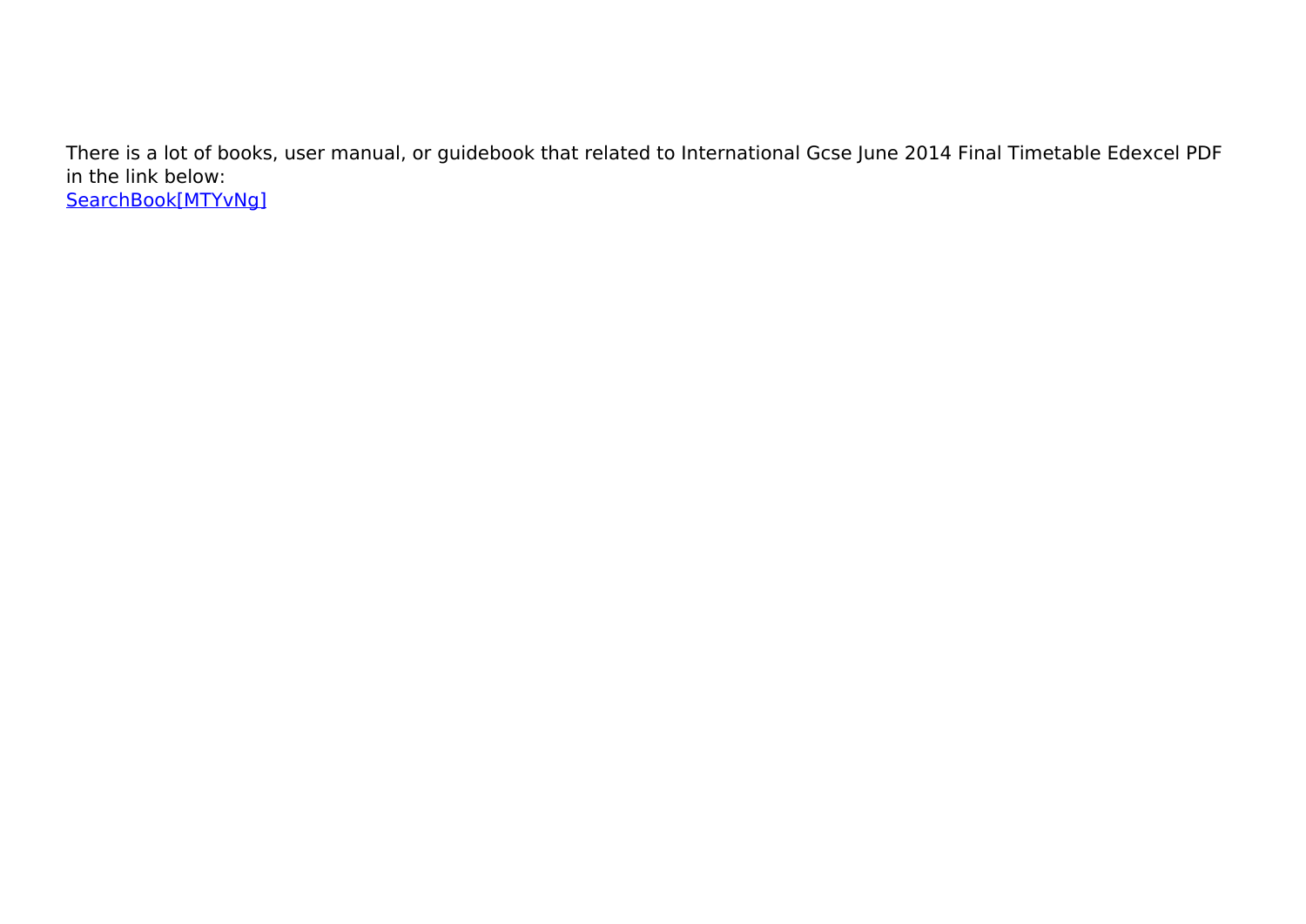There is a lot of books, user manual, or guidebook that related to International Gcse June 2014 Final Timetable Edexcel PDF in the link below:
SearchBook[MTYvNg]